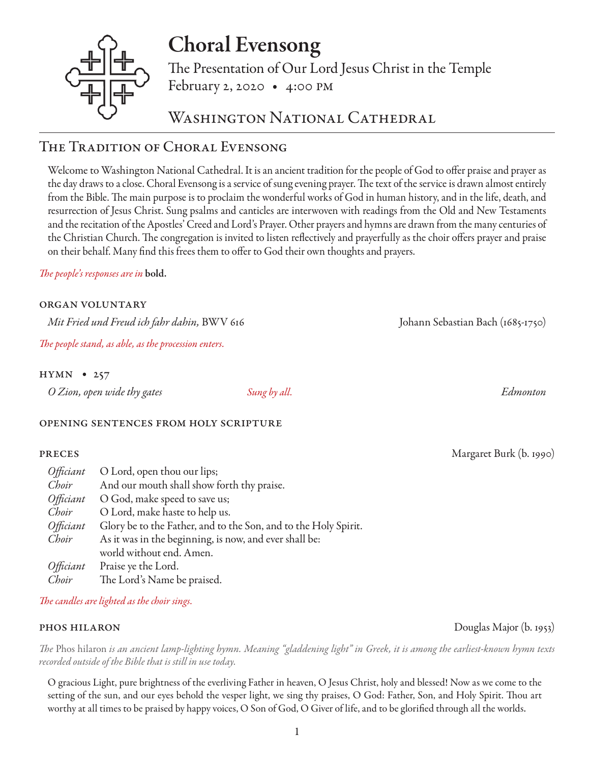# Choral Evensong

The Presentation of Our Lord Jesus Christ in the Temple
February 2, 2020 • 4:00 PM

## Washington National Cathedral

## The Tradition of Choral Evensong

Welcome to Washington National Cathedral. It is an ancient tradition for the people of God to offer praise and prayer as the day draws to a close. Choral Evensong is a service of sung evening prayer. The text of the service is drawn almost entirely from the Bible. The main purpose is to proclaim the wonderful works of God in human history, and in the life, death, and resurrection of Jesus Christ. Sung psalms and canticles are interwoven with readings from the Old and New Testaments and the recitation of the Apostles' Creed and Lord's Prayer. Other prayers and hymns are drawn from the many centuries of the Christian Church. The congregation is invited to listen reflectively and prayerfully as the choir offers prayer and praise on their behalf. Many find this frees them to offer to God their own thoughts and prayers.

*The people's responses are in* **bold.**

### Organ Voluntary

*Mit Fried und Freud ich fahr dahin,* BWV 616 — Johann Sebastian Bach (1685-1750)

*The people stand, as able, as the procession enters.*

### Hymn • 257

*O Zion, open wide thy gates* — *Sung by all.* — *Edmonton*

### Opening Sentences from Holy Scripture

### Preces — Margaret Burk (b. 1990)

*Officiant* O Lord, open thou our lips;
*Choir* And our mouth shall show forth thy praise.
*Officiant* O God, make speed to save us;
*Choir* O Lord, make haste to help us.
*Officiant* Glory be to the Father, and to the Son, and to the Holy Spirit.
*Choir* As it was in the beginning, is now, and ever shall be:
world without end. Amen.
*Officiant* Praise ye the Lord.
*Choir* The Lord's Name be praised.

*The candles are lighted as the choir sings.*

### Phos Hilaron — Douglas Major (b. 1953)

*The* Phos hilaron *is an ancient lamp-lighting hymn. Meaning "gladdening light" in Greek, it is among the earliest-known hymn texts recorded outside of the Bible that is still in use today.*

O gracious Light, pure brightness of the everliving Father in heaven, O Jesus Christ, holy and blessed! Now as we come to the setting of the sun, and our eyes behold the vesper light, we sing thy praises, O God: Father, Son, and Holy Spirit. Thou art worthy at all times to be praised by happy voices, O Son of God, O Giver of life, and to be glorified through all the worlds.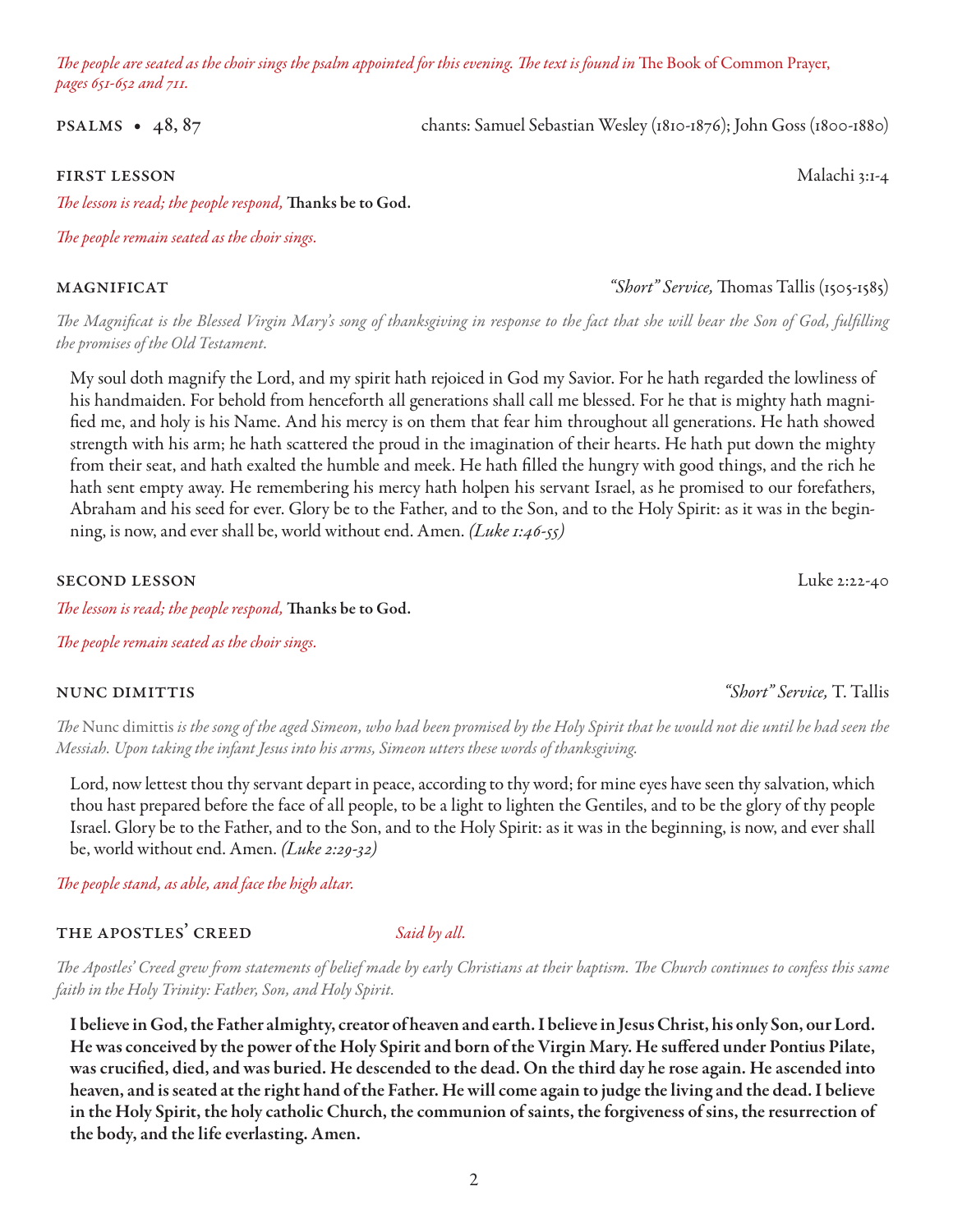*The people are seated as the choir sings the psalm appointed for this evening. The text is found in* The Book of Common Prayer, *pages 651-652 and 711.*

**PSALMS • 48, 87** — chants: Samuel Sebastian Wesley (1810-1876); John Goss (1800-1880)

**FIRST LESSON** — Malachi 3:1-4

*The lesson is read; the people respond,* **Thanks be to God.**

*The people remain seated as the choir sings.*

**MAGNIFICAT** — *"Short" Service,* Thomas Tallis (1505-1585)

*The Magnificat is the Blessed Virgin Mary's song of thanksgiving in response to the fact that she will bear the Son of God, fulfilling the promises of the Old Testament.*

My soul doth magnify the Lord, and my spirit hath rejoiced in God my Savior. For he hath regarded the lowliness of his handmaiden. For behold from henceforth all generations shall call me blessed. For he that is mighty hath magnified me, and holy is his Name. And his mercy is on them that fear him throughout all generations. He hath showed strength with his arm; he hath scattered the proud in the imagination of their hearts. He hath put down the mighty from their seat, and hath exalted the humble and meek. He hath filled the hungry with good things, and the rich he hath sent empty away. He remembering his mercy hath holpen his servant Israel, as he promised to our forefathers, Abraham and his seed for ever. Glory be to the Father, and to the Son, and to the Holy Spirit: as it was in the beginning, is now, and ever shall be, world without end. Amen. *(Luke 1:46-55)*

**SECOND LESSON** — Luke 2:22-40

*The lesson is read; the people respond,* **Thanks be to God.**

*The people remain seated as the choir sings.*

**NUNC DIMITTIS** — *"Short" Service,* T. Tallis

*The* Nunc dimittis *is the song of the aged Simeon, who had been promised by the Holy Spirit that he would not die until he had seen the Messiah. Upon taking the infant Jesus into his arms, Simeon utters these words of thanksgiving.*

Lord, now lettest thou thy servant depart in peace, according to thy word; for mine eyes have seen thy salvation, which thou hast prepared before the face of all people, to be a light to lighten the Gentiles, and to be the glory of thy people Israel. Glory be to the Father, and to the Son, and to the Holy Spirit: as it was in the beginning, is now, and ever shall be, world without end. Amen. *(Luke 2:29-32)*

*The people stand, as able, and face the high altar.*

**THE APOSTLES' CREED** — *Said by all.*

*The Apostles' Creed grew from statements of belief made by early Christians at their baptism. The Church continues to confess this same faith in the Holy Trinity: Father, Son, and Holy Spirit.*

**I believe in God, the Father almighty, creator of heaven and earth. I believe in Jesus Christ, his only Son, our Lord. He was conceived by the power of the Holy Spirit and born of the Virgin Mary. He suffered under Pontius Pilate, was crucified, died, and was buried. He descended to the dead. On the third day he rose again. He ascended into heaven, and is seated at the right hand of the Father. He will come again to judge the living and the dead. I believe in the Holy Spirit, the holy catholic Church, the communion of saints, the forgiveness of sins, the resurrection of the body, and the life everlasting. Amen.**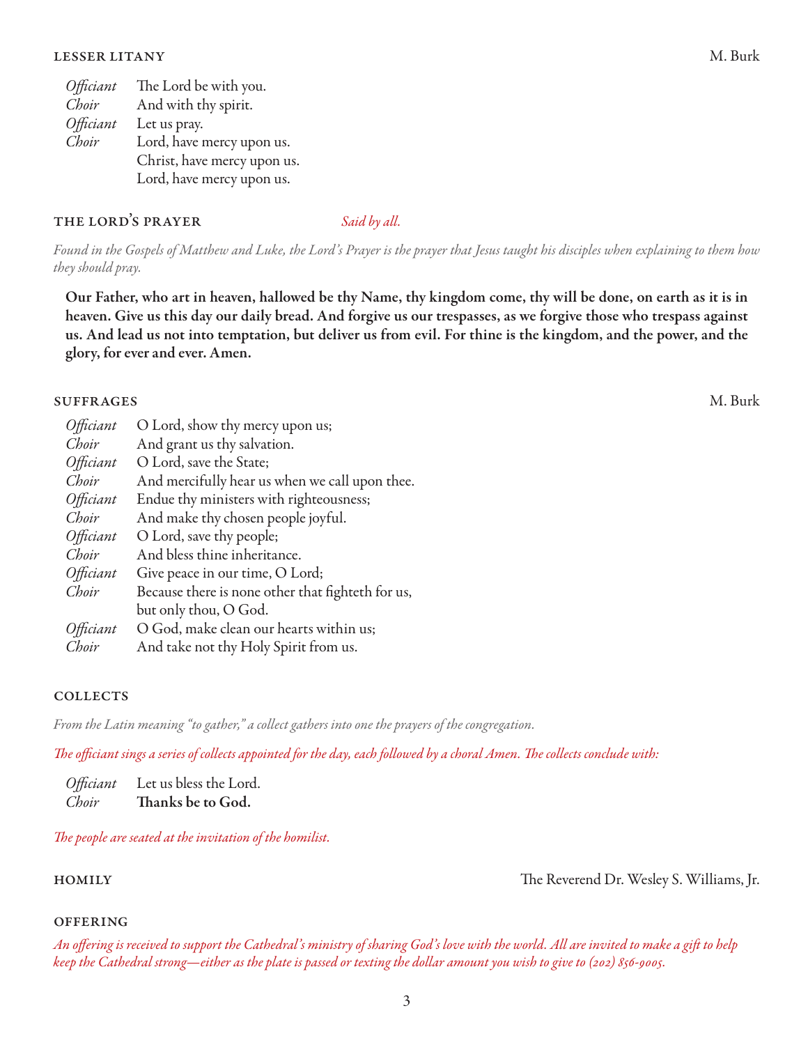## LESSER LITANY

M. Burk

*Officiant* The Lord be with you.
*Choir* And with thy spirit.
*Officiant* Let us pray.
*Choir* Lord, have mercy upon us.
Christ, have mercy upon us.
Lord, have mercy upon us.

## THE LORD'S PRAYER

*Said by all.*

*Found in the Gospels of Matthew and Luke, the Lord's Prayer is the prayer that Jesus taught his disciples when explaining to them how they should pray.*

**Our Father, who art in heaven, hallowed be thy Name, thy kingdom come, thy will be done, on earth as it is in heaven. Give us this day our daily bread. And forgive us our trespasses, as we forgive those who trespass against us. And lead us not into temptation, but deliver us from evil. For thine is the kingdom, and the power, and the glory, for ever and ever. Amen.**

## SUFFRAGES

M. Burk

*Officiant* O Lord, show thy mercy upon us;
*Choir* And grant us thy salvation.
*Officiant* O Lord, save the State;
*Choir* And mercifully hear us when we call upon thee.
*Officiant* Endue thy ministers with righteousness;
*Choir* And make thy chosen people joyful.
*Officiant* O Lord, save thy people;
*Choir* And bless thine inheritance.
*Officiant* Give peace in our time, O Lord;
*Choir* Because there is none other that fighteth for us,
but only thou, O God.
*Officiant* O God, make clean our hearts within us;
*Choir* And take not thy Holy Spirit from us.

## COLLECTS

*From the Latin meaning "to gather," a collect gathers into one the prayers of the congregation.*

*The officiant sings a series of collects appointed for the day, each followed by a choral Amen. The collects conclude with:*

*Officiant* Let us bless the Lord.
*Choir* **Thanks be to God.**

*The people are seated at the invitation of the homilist.*

## HOMILY

The Reverend Dr. Wesley S. Williams, Jr.

## OFFERING

*An offering is received to support the Cathedral's ministry of sharing God's love with the world. All are invited to make a gift to help keep the Cathedral strong—either as the plate is passed or texting the dollar amount you wish to give to (202) 856-9005.*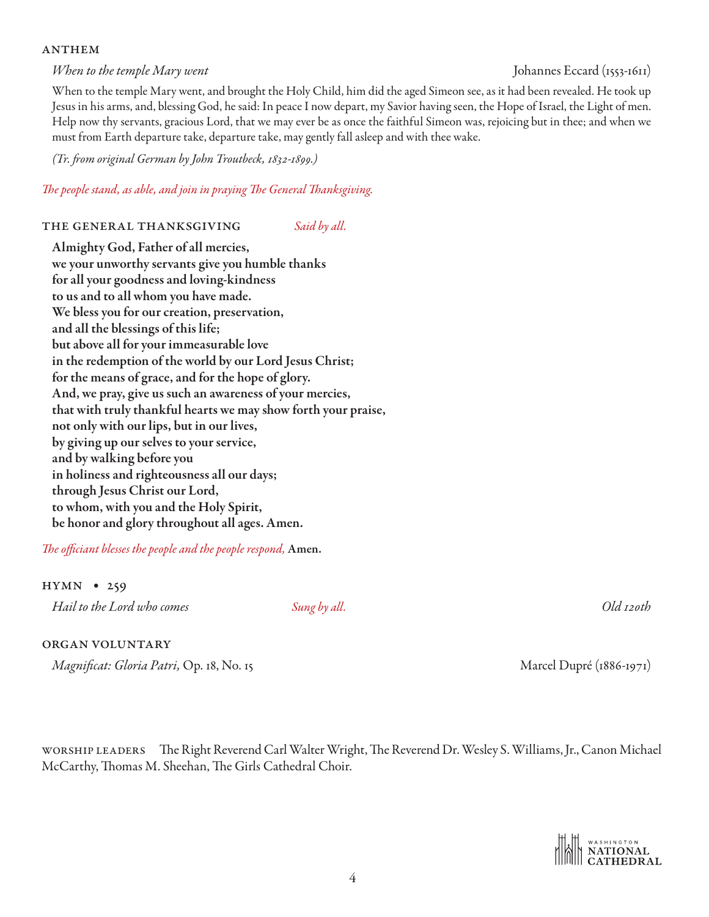## ANTHEM

*When to the temple Mary went* Johannes Eccard (1553-1611)

When to the temple Mary went, and brought the Holy Child, him did the aged Simeon see, as it had been revealed. He took up Jesus in his arms, and, blessing God, he said: In peace I now depart, my Savior having seen, the Hope of Israel, the Light of men. Help now thy servants, gracious Lord, that we may ever be as once the faithful Simeon was, rejoicing but in thee; and when we must from Earth departure take, departure take, may gently fall asleep and with thee wake.

*(Tr. from original German by John Troutbeck, 1832-1899.)*

*The people stand, as able, and join in praying The General Thanksgiving.*

## THE GENERAL THANKSGIVING *Said by all.*

**Almighty God, Father of all mercies,**
**we your unworthy servants give you humble thanks**
**for all your goodness and loving-kindness**
**to us and to all whom you have made.**
**We bless you for our creation, preservation,**
**and all the blessings of this life;**
**but above all for your immeasurable love**
**in the redemption of the world by our Lord Jesus Christ;**
**for the means of grace, and for the hope of glory.**
**And, we pray, give us such an awareness of your mercies,**
**that with truly thankful hearts we may show forth your praise,**
**not only with our lips, but in our lives,**
**by giving up our selves to your service,**
**and by walking before you**
**in holiness and righteousness all our days;**
**through Jesus Christ our Lord,**
**to whom, with you and the Holy Spirit,**
**be honor and glory throughout all ages. Amen.**

*The officiant blesses the people and the people respond,* **Amen.**

## HYMN • 259

*Hail to the Lord who comes* *Sung by all.* *Old 120th*

## ORGAN VOLUNTARY

*Magnificat: Gloria Patri,* Op. 18, No. 15 Marcel Dupré (1886-1971)

WORSHIP LEADERS The Right Reverend Carl Walter Wright, The Reverend Dr. Wesley S. Williams, Jr., Canon Michael McCarthy, Thomas M. Sheehan, The Girls Cathedral Choir.